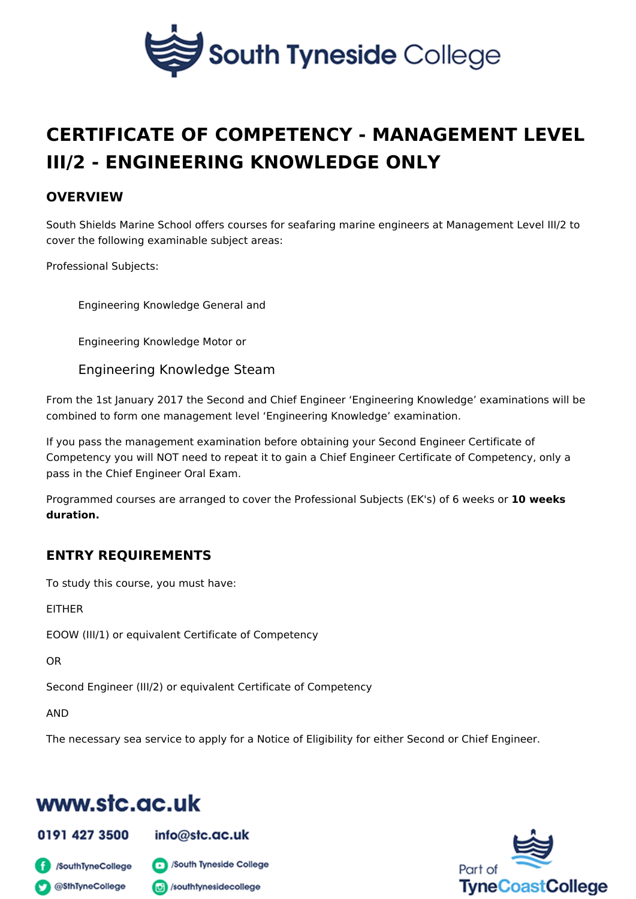# CERTIFICATE OF COMPETENCY - MANAGEMENT LEVEL III/2 - ENGINEERING KNOWLEDGE ONLY

## OVERVIEW

South Shields Marine School offers courses for seafaring marine engineers at Management Level III/2 to cover the following examinable subject areas:

Professional Subjects:

Engineering Knowledge General and

Engineering Knowledge Motor or

Engineering Knowledge Steam

From the 1st January 2017 the Second and Chief Engineer 'Engineering Knowledge' examinations will be combined to form one management level 'Engineering Knowledge' examination.

If you pass the management examination before obtaining your Second Engineer Certificate of Competency you will NOT need to repeat it to gain a Chief Engineer Certificate of Competency, only a pass in the Chief Engineer Oral Exam.

Programmed courses are arranged to cover the Professional Subjects (EK's) of 6 weeks or **10 weeks duration.**

## ENTRY REQUIREMENTS

To study this course, you must have:

EITHER

EOOW (III/1) or equivalent Certificate of Competency

OR

Second Engineer (III/2) or equivalent Certificate of Competency

AND

The necessary sea service to apply for a Notice of Eligibility for either Second or Chief Engineer.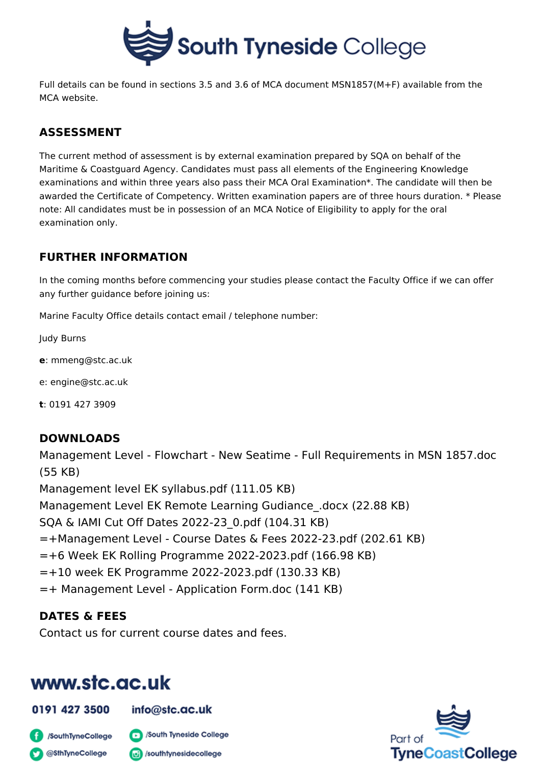Full details can be found in sections 3.5 and 3.6 of MCA document MSN1857(M+F) available from the MCA website.

## ASSESSMENT

The current method of assessment is by external examination prepared by SQA on behalf of the Maritime & Coastguard Agency. Candidates must pass all elements of the Engineering Knowledge examinations and within three years also pass their MCA Oral Examination*. The candidate will then be awarded the Certificate of Competency. Written examination papers are of three hours duration. * Please note: All candidates must be in possession of an MCA Notice of Eligibility to apply for the oral examination only.

## FURTHER INFORMATION

In the coming months before commencing your studies please contact the Faculty Office if we can offer any further guidance before joining us:

Marine Faculty Office details contact email / telephone number:

Judy Burns

**e**: mmeng@stc.ac.uk

e: engine@stc.ac.uk

**t**: 0191 427 3909

## DOWNLOADS

Management Level - Flowchart - New Seatime - Full Requirements in MSN 1857.doc (55 KB)
Management level EK syllabus.pdf (111.05 KB)
Management Level EK Remote Learning Gudiance_.docx (22.88 KB)
SQA & IAMI Cut Off Dates 2022-23_0.pdf (104.31 KB)
=+Management Level - Course Dates & Fees 2022-23.pdf (202.61 KB)
=+6 Week EK Rolling Programme 2022-2023.pdf (166.98 KB)
=+10 week EK Programme 2022-2023.pdf (130.33 KB)
=+ Management Level - Application Form.doc (141 KB)

## DATES & FEES

Contact us for current course dates and fees.

www.stc.ac.uk

0191 427 3500 info@stc.ac.uk

/SouthTyneCollege /South Tyneside College

@SthTyneCollege /southtynesidecollege

Part of TyneCoastCollege